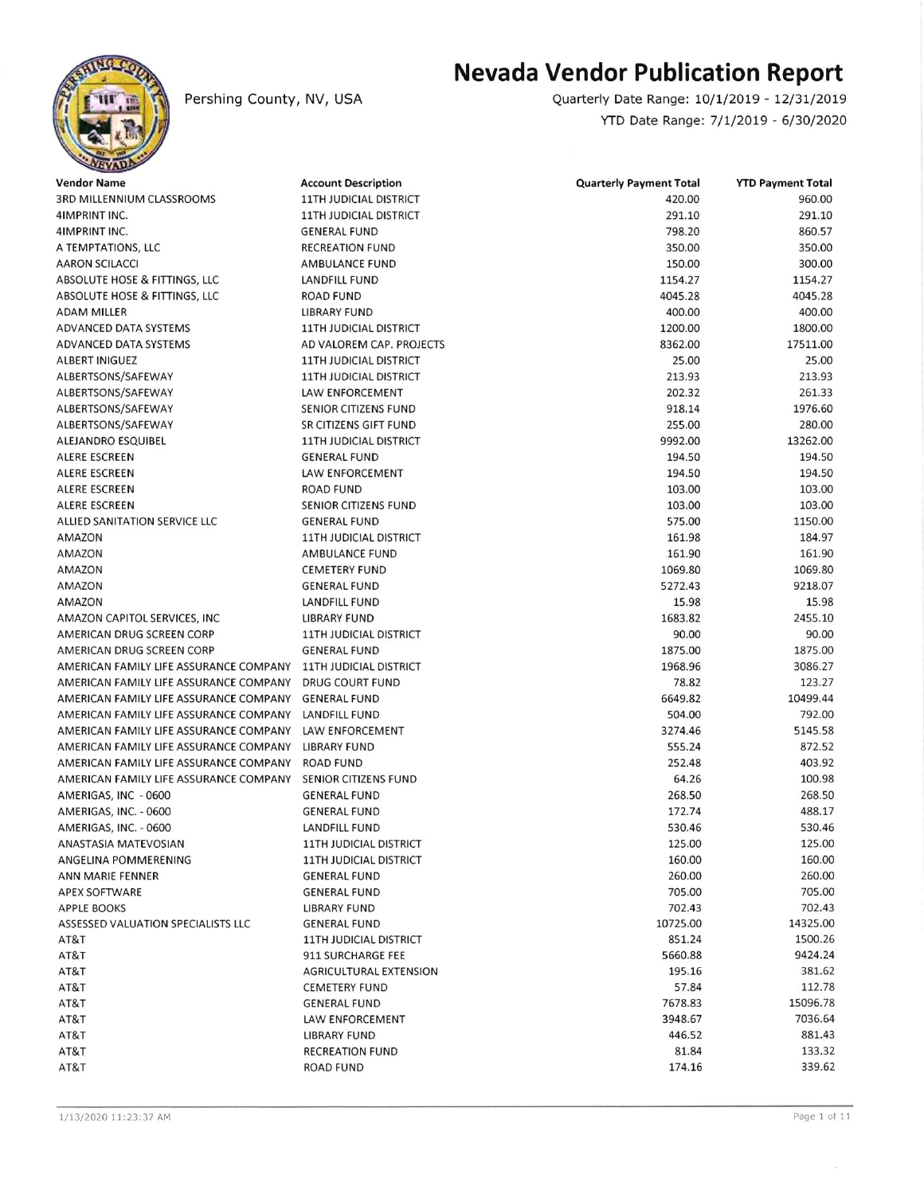Pershing County, NV, USA

# Nevada Vendor Publication Report

Quarterly Date Range: 10/1/2019 - 12/31/2019

YTD Date Range: 7/1/2019 - 6/30/2020

| Vendor Name | Account Description | Quarterly Payment Total | YTD Payment Total |
|---|---|---|---|
| 3RD MILLENNIUM CLASSROOMS | 11TH JUDICIAL DISTRICT | 420.00 | 960.00 |
| 4IMPRINT INC. | 11TH JUDICIAL DISTRICT | 291.10 | 291.10 |
| 4IMPRINT INC. | GENERAL FUND | 798.20 | 860.57 |
| A TEMPTATIONS, LLC | RECREATION FUND | 350.00 | 350.00 |
| AARON SCILACCI | AMBULANCE FUND | 150.00 | 300.00 |
| ABSOLUTE HOSE & FITTINGS, LLC | LANDFILL FUND | 1154.27 | 1154.27 |
| ABSOLUTE HOSE & FITTINGS, LLC | ROAD FUND | 4045.28 | 4045.28 |
| ADAM MILLER | LIBRARY FUND | 400.00 | 400.00 |
| ADVANCED DATA SYSTEMS | 11TH JUDICIAL DISTRICT | 1200.00 | 1800.00 |
| ADVANCED DATA SYSTEMS | AD VALOREM CAP. PROJECTS | 8362.00 | 17511.00 |
| ALBERT INIGUEZ | 11TH JUDICIAL DISTRICT | 25.00 | 25.00 |
| ALBERTSONS/SAFEWAY | 11TH JUDICIAL DISTRICT | 213.93 | 213.93 |
| ALBERTSONS/SAFEWAY | LAW ENFORCEMENT | 202.32 | 261.33 |
| ALBERTSONS/SAFEWAY | SENIOR CITIZENS FUND | 918.14 | 1976.60 |
| ALBERTSONS/SAFEWAY | SR CITIZENS GIFT FUND | 255.00 | 280.00 |
| ALEJANDRO ESQUIBEL | 11TH JUDICIAL DISTRICT | 9992.00 | 13262.00 |
| ALERE ESCREEN | GENERAL FUND | 194.50 | 194.50 |
| ALERE ESCREEN | LAW ENFORCEMENT | 194.50 | 194.50 |
| ALERE ESCREEN | ROAD FUND | 103.00 | 103.00 |
| ALERE ESCREEN | SENIOR CITIZENS FUND | 103.00 | 103.00 |
| ALLIED SANITATION SERVICE LLC | GENERAL FUND | 575.00 | 1150.00 |
| AMAZON | 11TH JUDICIAL DISTRICT | 161.98 | 184.97 |
| AMAZON | AMBULANCE FUND | 161.90 | 161.90 |
| AMAZON | CEMETERY FUND | 1069.80 | 1069.80 |
| AMAZON | GENERAL FUND | 5272.43 | 9218.07 |
| AMAZON | LANDFILL FUND | 15.98 | 15.98 |
| AMAZON CAPITOL SERVICES, INC | LIBRARY FUND | 1683.82 | 2455.10 |
| AMERICAN DRUG SCREEN CORP | 11TH JUDICIAL DISTRICT | 90.00 | 90.00 |
| AMERICAN DRUG SCREEN CORP | GENERAL FUND | 1875.00 | 1875.00 |
| AMERICAN FAMILY LIFE ASSURANCE COMPANY | 11TH JUDICIAL DISTRICT | 1968.96 | 3086.27 |
| AMERICAN FAMILY LIFE ASSURANCE COMPANY | DRUG COURT FUND | 78.82 | 123.27 |
| AMERICAN FAMILY LIFE ASSURANCE COMPANY | GENERAL FUND | 6649.82 | 10499.44 |
| AMERICAN FAMILY LIFE ASSURANCE COMPANY | LANDFILL FUND | 504.00 | 792.00 |
| AMERICAN FAMILY LIFE ASSURANCE COMPANY | LAW ENFORCEMENT | 3274.46 | 5145.58 |
| AMERICAN FAMILY LIFE ASSURANCE COMPANY | LIBRARY FUND | 555.24 | 872.52 |
| AMERICAN FAMILY LIFE ASSURANCE COMPANY | ROAD FUND | 252.48 | 403.92 |
| AMERICAN FAMILY LIFE ASSURANCE COMPANY | SENIOR CITIZENS FUND | 64.26 | 100.98 |
| AMERIGAS, INC - 0600 | GENERAL FUND | 268.50 | 268.50 |
| AMERIGAS, INC. - 0600 | GENERAL FUND | 172.74 | 488.17 |
| AMERIGAS, INC. - 0600 | LANDFILL FUND | 530.46 | 530.46 |
| ANASTASIA MATEVOSIAN | 11TH JUDICIAL DISTRICT | 125.00 | 125.00 |
| ANGELINA POMMERENING | 11TH JUDICIAL DISTRICT | 160.00 | 160.00 |
| ANN MARIE FENNER | GENERAL FUND | 260.00 | 260.00 |
| APEX SOFTWARE | GENERAL FUND | 705.00 | 705.00 |
| APPLE BOOKS | LIBRARY FUND | 702.43 | 702.43 |
| ASSESSED VALUATION SPECIALISTS LLC | GENERAL FUND | 10725.00 | 14325.00 |
| AT&T | 11TH JUDICIAL DISTRICT | 851.24 | 1500.26 |
| AT&T | 911 SURCHARGE FEE | 5660.88 | 9424.24 |
| AT&T | AGRICULTURAL EXTENSION | 195.16 | 381.62 |
| AT&T | CEMETERY FUND | 57.84 | 112.78 |
| AT&T | GENERAL FUND | 7678.83 | 15096.78 |
| AT&T | LAW ENFORCEMENT | 3948.67 | 7036.64 |
| AT&T | LIBRARY FUND | 446.52 | 881.43 |
| AT&T | RECREATION FUND | 81.84 | 133.32 |
| AT&T | ROAD FUND | 174.16 | 339.62 |

1/13/2020 11:23:37 AM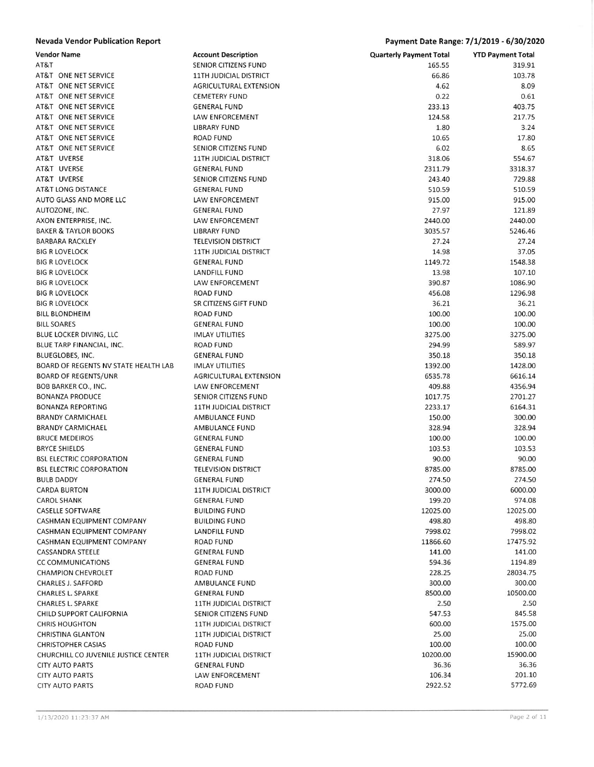**Nevada Vendor Publication Report**

**Payment Date Range: 7/1/2019 - 6/30/2020**

| Vendor Name | Account Description | Quarterly Payment Total | YTD Payment Total |
|---|---|---|---|
| AT&T | SENIOR CITIZENS FUND | 165.55 | 319.91 |
| AT&T ONE NET SERVICE | 11TH JUDICIAL DISTRICT | 66.86 | 103.78 |
| AT&T ONE NET SERVICE | AGRICULTURAL EXTENSION | 4.62 | 8.09 |
| AT&T ONE NET SERVICE | CEMETERY FUND | 0.22 | 0.61 |
| AT&T ONE NET SERVICE | GENERAL FUND | 233.13 | 403.75 |
| AT&T ONE NET SERVICE | LAW ENFORCEMENT | 124.58 | 217.75 |
| AT&T ONE NET SERVICE | LIBRARY FUND | 1.80 | 3.24 |
| AT&T ONE NET SERVICE | ROAD FUND | 10.65 | 17.80 |
| AT&T ONE NET SERVICE | SENIOR CITIZENS FUND | 6.02 | 8.65 |
| AT&T UVERSE | 11TH JUDICIAL DISTRICT | 318.06 | 554.67 |
| AT&T UVERSE | GENERAL FUND | 2311.79 | 3318.37 |
| AT&T UVERSE | SENIOR CITIZENS FUND | 243.40 | 729.88 |
| AT&T LONG DISTANCE | GENERAL FUND | 510.59 | 510.59 |
| AUTO GLASS AND MORE LLC | LAW ENFORCEMENT | 915.00 | 915.00 |
| AUTOZONE, INC. | GENERAL FUND | 27.97 | 121.89 |
| AXON ENTERPRISE, INC. | LAW ENFORCEMENT | 2440.00 | 2440.00 |
| BAKER & TAYLOR BOOKS | LIBRARY FUND | 3035.57 | 5246.46 |
| BARBARA RACKLEY | TELEVISION DISTRICT | 27.24 | 27.24 |
| BIG R LOVELOCK | 11TH JUDICIAL DISTRICT | 14.98 | 37.05 |
| BIG R LOVELOCK | GENERAL FUND | 1149.72 | 1548.38 |
| BIG R LOVELOCK | LANDFILL FUND | 13.98 | 107.10 |
| BIG R LOVELOCK | LAW ENFORCEMENT | 390.87 | 1086.90 |
| BIG R LOVELOCK | ROAD FUND | 456.08 | 1296.98 |
| BIG R LOVELOCK | SR CITIZENS GIFT FUND | 36.21 | 36.21 |
| BILL BLONDHEIM | ROAD FUND | 100.00 | 100.00 |
| BILL SOARES | GENERAL FUND | 100.00 | 100.00 |
| BLUE LOCKER DIVING, LLC | IMLAY UTILITIES | 3275.00 | 3275.00 |
| BLUE TARP FINANCIAL, INC. | ROAD FUND | 294.99 | 589.97 |
| BLUEGLOBES, INC. | GENERAL FUND | 350.18 | 350.18 |
| BOARD OF REGENTS NV STATE HEALTH LAB | IMLAY UTILITIES | 1392.00 | 1428.00 |
| BOARD OF REGENTS/UNR | AGRICULTURAL EXTENSION | 6535.78 | 6616.14 |
| BOB BARKER CO., INC. | LAW ENFORCEMENT | 409.88 | 4356.94 |
| BONANZA PRODUCE | SENIOR CITIZENS FUND | 1017.75 | 2701.27 |
| BONANZA REPORTING | 11TH JUDICIAL DISTRICT | 2233.17 | 6164.31 |
| BRANDY CARMICHAEL | AMBULANCE FUND | 150.00 | 300.00 |
| BRANDY CARMICHAEL | AMBULANCE FUND | 328.94 | 328.94 |
| BRUCE MEDEIROS | GENERAL FUND | 100.00 | 100.00 |
| BRYCE SHIELDS | GENERAL FUND | 103.53 | 103.53 |
| BSL ELECTRIC CORPORATION | GENERAL FUND | 90.00 | 90.00 |
| BSL ELECTRIC CORPORATION | TELEVISION DISTRICT | 8785.00 | 8785.00 |
| BULB DADDY | GENERAL FUND | 274.50 | 274.50 |
| CARDA BURTON | 11TH JUDICIAL DISTRICT | 3000.00 | 6000.00 |
| CAROL SHANK | GENERAL FUND | 199.20 | 974.08 |
| CASELLE SOFTWARE | BUILDING FUND | 12025.00 | 12025.00 |
| CASHMAN EQUIPMENT COMPANY | BUILDING FUND | 498.80 | 498.80 |
| CASHMAN EQUIPMENT COMPANY | LANDFILL FUND | 7998.02 | 7998.02 |
| CASHMAN EQUIPMENT COMPANY | ROAD FUND | 11866.60 | 17475.92 |
| CASSANDRA STEELE | GENERAL FUND | 141.00 | 141.00 |
| CC COMMUNICATIONS | GENERAL FUND | 594.36 | 1194.89 |
| CHAMPION CHEVROLET | ROAD FUND | 228.25 | 28034.75 |
| CHARLES J. SAFFORD | AMBULANCE FUND | 300.00 | 300.00 |
| CHARLES L. SPARKE | GENERAL FUND | 8500.00 | 10500.00 |
| CHARLES L. SPARKE | 11TH JUDICIAL DISTRICT | 2.50 | 2.50 |
| CHILD SUPPORT CALIFORNIA | SENIOR CITIZENS FUND | 547.53 | 845.58 |
| CHRIS HOUGHTON | 11TH JUDICIAL DISTRICT | 600.00 | 1575.00 |
| CHRISTINA GLANTON | 11TH JUDICIAL DISTRICT | 25.00 | 25.00 |
| CHRISTOPHER CASIAS | ROAD FUND | 100.00 | 100.00 |
| CHURCHILL CO JUVENILE JUSTICE CENTER | 11TH JUDICIAL DISTRICT | 10200.00 | 15900.00 |
| CITY AUTO PARTS | GENERAL FUND | 36.36 | 36.36 |
| CITY AUTO PARTS | LAW ENFORCEMENT | 106.34 | 201.10 |
| CITY AUTO PARTS | ROAD FUND | 2922.52 | 5772.69 |

1/13/2020 11:23:37 AM